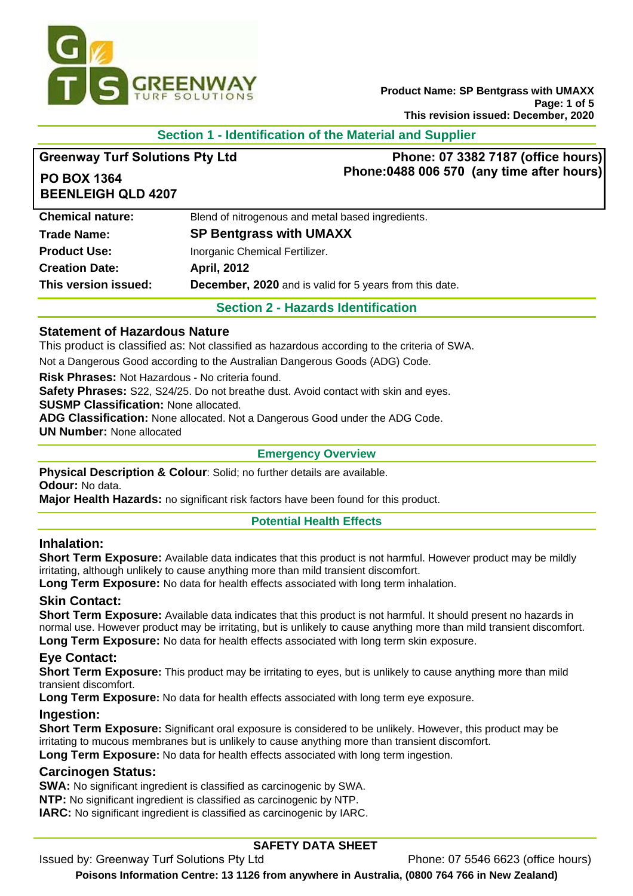**Product Name: SP Bentgrass with UMAXX**
**This revision issued: December, 2020**

## Section 1 - Identification of the Material and Supplier

**Greenway Turf Solutions Pty Ltd**
**PO BOX 1364**
**BEENLEIGH QLD 4207**

**Phone: 07 3382 7187 (office hours)**
**Phone:0488 006 570 (any time after hours)**

| | |
|---|---|
| **Chemical nature:** | Blend of nitrogenous and metal based ingredients. |
| **Trade Name:** | **SP Bentgrass with UMAXX** |
| **Product Use:** | Inorganic Chemical Fertilizer. |
| **Creation Date:** | **April, 2012** |
| **This version issued:** | **December, 2020** and is valid for 5 years from this date. |

## Section 2 - Hazards Identification

### Statement of Hazardous Nature

This product is classified as: Not classified as hazardous according to the criteria of SWA.

Not a Dangerous Good according to the Australian Dangerous Goods (ADG) Code.

**Risk Phrases:** Not Hazardous - No criteria found.
**Safety Phrases:** S22, S24/25. Do not breathe dust. Avoid contact with skin and eyes.
**SUSMP Classification:** None allocated.
**ADG Classification:** None allocated. Not a Dangerous Good under the ADG Code.
**UN Number:** None allocated

### Emergency Overview

**Physical Description & Colour**: Solid; no further details are available.
**Odour:** No data.
**Major Health Hazards:** no significant risk factors have been found for this product.

### Potential Health Effects

#### Inhalation:

**Short Term Exposure:** Available data indicates that this product is not harmful. However product may be mildly irritating, although unlikely to cause anything more than mild transient discomfort.
**Long Term Exposure:** No data for health effects associated with long term inhalation.

#### Skin Contact:

**Short Term Exposure:** Available data indicates that this product is not harmful. It should present no hazards in normal use. However product may be irritating, but is unlikely to cause anything more than mild transient discomfort.
**Long Term Exposure:** No data for health effects associated with long term skin exposure.

#### Eye Contact:

**Short Term Exposure:** This product may be irritating to eyes, but is unlikely to cause anything more than mild transient discomfort.
**Long Term Exposure:** No data for health effects associated with long term eye exposure.

#### Ingestion:

**Short Term Exposure:** Significant oral exposure is considered to be unlikely. However, this product may be irritating to mucous membranes but is unlikely to cause anything more than transient discomfort.
**Long Term Exposure:** No data for health effects associated with long term ingestion.

#### Carcinogen Status:

**SWA:** No significant ingredient is classified as carcinogenic by SWA.
**NTP:** No significant ingredient is classified as carcinogenic by NTP.
**IARC:** No significant ingredient is classified as carcinogenic by IARC.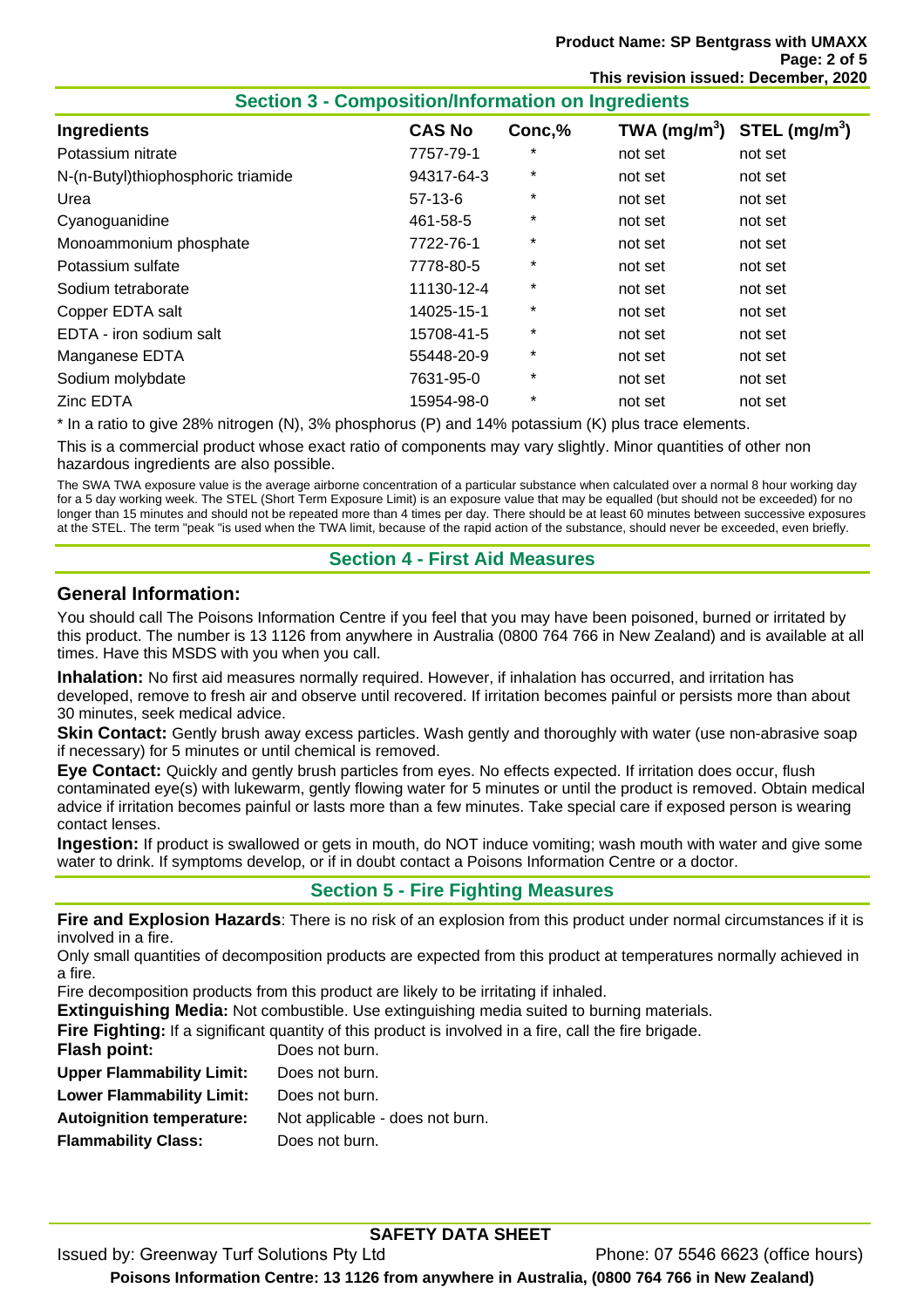## Section 3 - Composition/Information on Ingredients

| Ingredients | CAS No | Conc,% | TWA ($mg/m^3$) | STEL ($mg/m^3$) |
|---|---|---|---|---|
| Potassium nitrate | 7757-79-1 | * | not set | not set |
| N-(n-Butyl)thiophosphoric triamide | 94317-64-3 | * | not set | not set |
| Urea | 57-13-6 | * | not set | not set |
| Cyanoguanidine | 461-58-5 | * | not set | not set |
| Monoammonium phosphate | 7722-76-1 | * | not set | not set |
| Potassium sulfate | 7778-80-5 | * | not set | not set |
| Sodium tetraborate | 11130-12-4 | * | not set | not set |
| Copper EDTA salt | 14025-15-1 | * | not set | not set |
| EDTA - iron sodium salt | 15708-41-5 | * | not set | not set |
| Manganese EDTA | 55448-20-9 | * | not set | not set |
| Sodium molybdate | 7631-95-0 | * | not set | not set |
| Zinc EDTA | 15954-98-0 | * | not set | not set |

* In a ratio to give 28% nitrogen (N), 3% phosphorus (P) and 14% potassium (K) plus trace elements.

This is a commercial product whose exact ratio of components may vary slightly. Minor quantities of other non hazardous ingredients are also possible.

The SWA TWA exposure value is the average airborne concentration of a particular substance when calculated over a normal 8 hour working day for a 5 day working week. The STEL (Short Term Exposure Limit) is an exposure value that may be equalled (but should not be exceeded) for no longer than 15 minutes and should not be repeated more than 4 times per day. There should be at least 60 minutes between successive exposures at the STEL. The term "peak "is used when the TWA limit, because of the rapid action of the substance, should never be exceeded, even briefly.

## Section 4 - First Aid Measures

### General Information:

You should call The Poisons Information Centre if you feel that you may have been poisoned, burned or irritated by this product. The number is 13 1126 from anywhere in Australia (0800 764 766 in New Zealand) and is available at all times. Have this MSDS with you when you call.

**Inhalation:** No first aid measures normally required. However, if inhalation has occurred, and irritation has developed, remove to fresh air and observe until recovered. If irritation becomes painful or persists more than about 30 minutes, seek medical advice.

**Skin Contact:** Gently brush away excess particles. Wash gently and thoroughly with water (use non-abrasive soap if necessary) for 5 minutes or until chemical is removed.

**Eye Contact:** Quickly and gently brush particles from eyes. No effects expected. If irritation does occur, flush contaminated eye(s) with lukewarm, gently flowing water for 5 minutes or until the product is removed. Obtain medical advice if irritation becomes painful or lasts more than a few minutes. Take special care if exposed person is wearing contact lenses.

**Ingestion:** If product is swallowed or gets in mouth, do NOT induce vomiting; wash mouth with water and give some water to drink. If symptoms develop, or if in doubt contact a Poisons Information Centre or a doctor.

## Section 5 - Fire Fighting Measures

**Fire and Explosion Hazards**: There is no risk of an explosion from this product under normal circumstances if it is involved in a fire.

Only small quantities of decomposition products are expected from this product at temperatures normally achieved in a fire.

Fire decomposition products from this product are likely to be irritating if inhaled.

**Extinguishing Media:** Not combustible. Use extinguishing media suited to burning materials.

**Fire Fighting:** If a significant quantity of this product is involved in a fire, call the fire brigade.

**Flash point:** Does not burn.

**Upper Flammability Limit:** Does not burn.

**Lower Flammability Limit:** Does not burn.

**Autoignition temperature:** Not applicable - does not burn.

**Flammability Class:** Does not burn.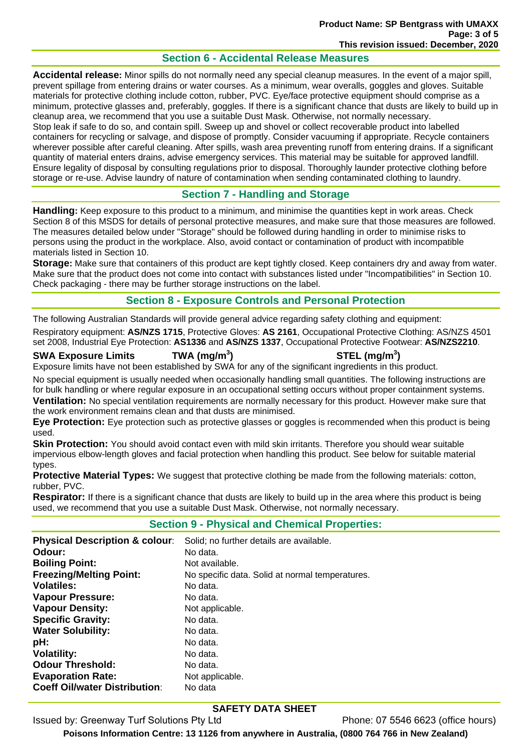## Section 6 - Accidental Release Measures

**Accidental release:** Minor spills do not normally need any special cleanup measures. In the event of a major spill, prevent spillage from entering drains or water courses. As a minimum, wear overalls, goggles and gloves. Suitable materials for protective clothing include cotton, rubber, PVC. Eye/face protective equipment should comprise as a minimum, protective glasses and, preferably, goggles. If there is a significant chance that dusts are likely to build up in cleanup area, we recommend that you use a suitable Dust Mask. Otherwise, not normally necessary.
Stop leak if safe to do so, and contain spill. Sweep up and shovel or collect recoverable product into labelled containers for recycling or salvage, and dispose of promptly. Consider vacuuming if appropriate. Recycle containers wherever possible after careful cleaning. After spills, wash area preventing runoff from entering drains. If a significant quantity of material enters drains, advise emergency services. This material may be suitable for approved landfill. Ensure legality of disposal by consulting regulations prior to disposal. Thoroughly launder protective clothing before storage or re-use. Advise laundry of nature of contamination when sending contaminated clothing to laundry.

## Section 7 - Handling and Storage

**Handling:** Keep exposure to this product to a minimum, and minimise the quantities kept in work areas. Check Section 8 of this MSDS for details of personal protective measures, and make sure that those measures are followed. The measures detailed below under "Storage" should be followed during handling in order to minimise risks to persons using the product in the workplace. Also, avoid contact or contamination of product with incompatible materials listed in Section 10.

**Storage:** Make sure that containers of this product are kept tightly closed. Keep containers dry and away from water. Make sure that the product does not come into contact with substances listed under "Incompatibilities" in Section 10. Check packaging - there may be further storage instructions on the label.

## Section 8 - Exposure Controls and Personal Protection

The following Australian Standards will provide general advice regarding safety clothing and equipment:

Respiratory equipment: **AS/NZS 1715**, Protective Gloves: **AS 2161**, Occupational Protective Clothing: AS/NZS 4501 set 2008, Industrial Eye Protection: **AS1336** and **AS/NZS 1337**, Occupational Protective Footwear: **AS/NZS2210**.

| SWA Exposure Limits | TWA (mg/m$^3$) | STEL (mg/m$^3$) |
|---|---|---|

Exposure limits have not been established by SWA for any of the significant ingredients in this product.

No special equipment is usually needed when occasionally handling small quantities. The following instructions are for bulk handling or where regular exposure in an occupational setting occurs without proper containment systems.

**Ventilation:** No special ventilation requirements are normally necessary for this product. However make sure that the work environment remains clean and that dusts are minimised.

**Eye Protection:** Eye protection such as protective glasses or goggles is recommended when this product is being used.

**Skin Protection:** You should avoid contact even with mild skin irritants. Therefore you should wear suitable impervious elbow-length gloves and facial protection when handling this product. See below for suitable material types.

**Protective Material Types:** We suggest that protective clothing be made from the following materials: cotton, rubber, PVC.

**Respirator:** If there is a significant chance that dusts are likely to build up in the area where this product is being used, we recommend that you use a suitable Dust Mask. Otherwise, not normally necessary.

## Section 9 - Physical and Chemical Properties:

| | |
|---|---|
| **Physical Description & colour**: | Solid; no further details are available. |
| **Odour:** | No data. |
| **Boiling Point:** | Not available. |
| **Freezing/Melting Point:** | No specific data. Solid at normal temperatures. |
| **Volatiles:** | No data. |
| **Vapour Pressure:** | No data. |
| **Vapour Density:** | Not applicable. |
| **Specific Gravity:** | No data. |
| **Water Solubility:** | No data. |
| **pH:** | No data. |
| **Volatility:** | No data. |
| **Odour Threshold:** | No data. |
| **Evaporation Rate:** | Not applicable. |
| **Coeff Oil/water Distribution**: | No data |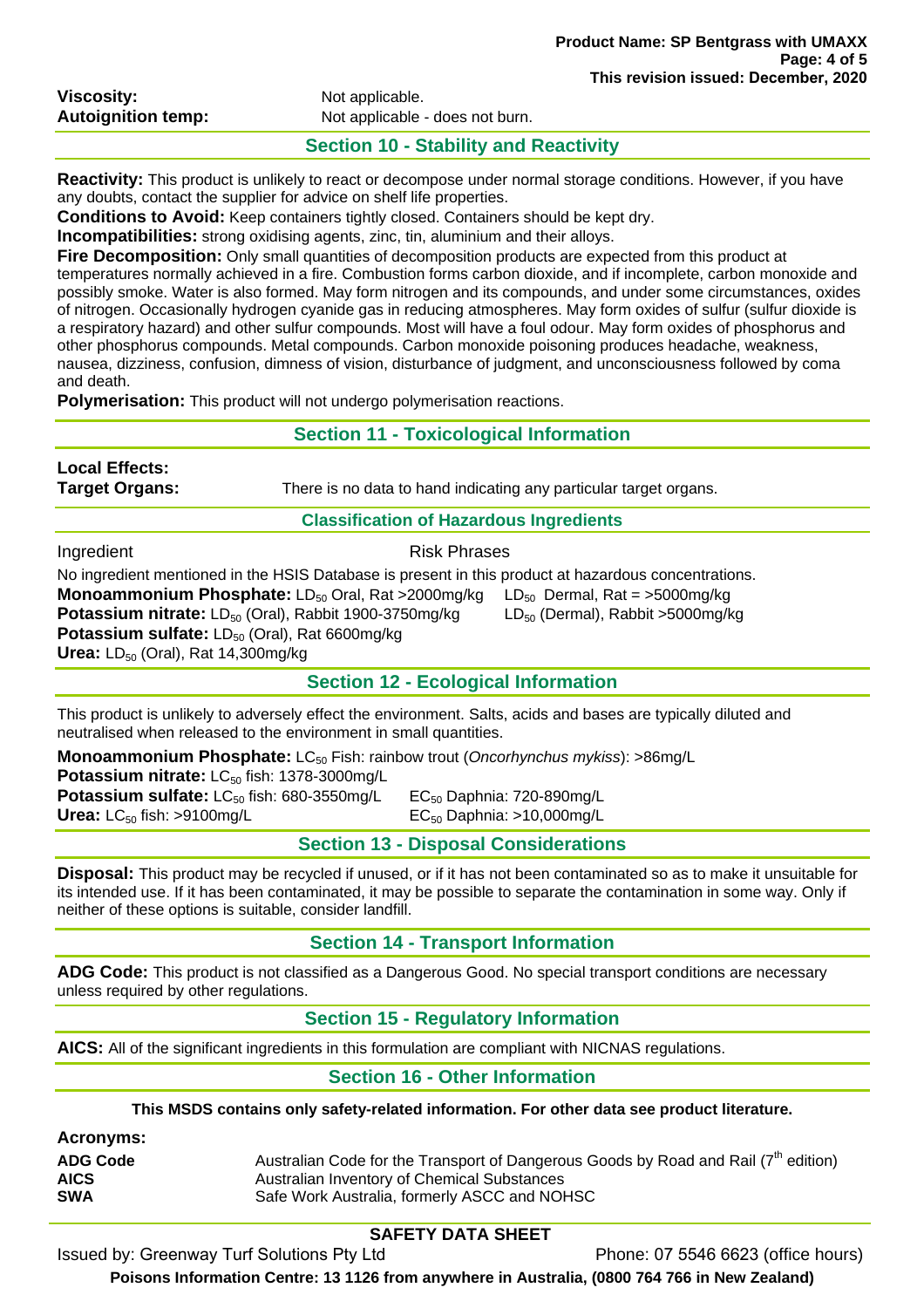**Viscosity:** Not applicable.
**Autoignition temp:** Not applicable - does not burn.

## Section 10 - Stability and Reactivity

**Reactivity:** This product is unlikely to react or decompose under normal storage conditions. However, if you have any doubts, contact the supplier for advice on shelf life properties.
**Conditions to Avoid:** Keep containers tightly closed. Containers should be kept dry.
**Incompatibilities:** strong oxidising agents, zinc, tin, aluminium and their alloys.
**Fire Decomposition:** Only small quantities of decomposition products are expected from this product at temperatures normally achieved in a fire. Combustion forms carbon dioxide, and if incomplete, carbon monoxide and possibly smoke. Water is also formed. May form nitrogen and its compounds, and under some circumstances, oxides of nitrogen. Occasionally hydrogen cyanide gas in reducing atmospheres. May form oxides of sulfur (sulfur dioxide is a respiratory hazard) and other sulfur compounds. Most will have a foul odour. May form oxides of phosphorus and other phosphorus compounds. Metal compounds. Carbon monoxide poisoning produces headache, weakness, nausea, dizziness, confusion, dimness of vision, disturbance of judgment, and unconsciousness followed by coma and death.
**Polymerisation:** This product will not undergo polymerisation reactions.

## Section 11 - Toxicological Information

**Local Effects:**
**Target Organs:** There is no data to hand indicating any particular target organs.

### Classification of Hazardous Ingredients

Ingredient | Risk Phrases

No ingredient mentioned in the HSIS Database is present in this product at hazardous concentrations.
**Monoammonium Phosphate:** $LD_{50}$ Oral, Rat >2000mg/kg  $LD_{50}$ Dermal, Rat = >5000mg/kg
**Potassium nitrate:** $LD_{50}$ (Oral), Rabbit 1900-3750mg/kg  $LD_{50}$ (Dermal), Rabbit >5000mg/kg
**Potassium sulfate:** $LD_{50}$ (Oral), Rat 6600mg/kg
**Urea:** $LD_{50}$ (Oral), Rat 14,300mg/kg

## Section 12 - Ecological Information

This product is unlikely to adversely effect the environment. Salts, acids and bases are typically diluted and neutralised when released to the environment in small quantities.

**Monoammonium Phosphate:** $LC_{50}$ Fish: rainbow trout (*Oncorhynchus mykiss*): >86mg/L
**Potassium nitrate:** $LC_{50}$ fish: 1378-3000mg/L
**Potassium sulfate:** $LC_{50}$ fish: 680-3550mg/L  $EC_{50}$ Daphnia: 720-890mg/L
**Urea:** $LC_{50}$ fish: >9100mg/L  $EC_{50}$ Daphnia: >10,000mg/L

## Section 13 - Disposal Considerations

**Disposal:** This product may be recycled if unused, or if it has not been contaminated so as to make it unsuitable for its intended use. If it has been contaminated, it may be possible to separate the contamination in some way. Only if neither of these options is suitable, consider landfill.

## Section 14 - Transport Information

**ADG Code:** This product is not classified as a Dangerous Good. No special transport conditions are necessary unless required by other regulations.

## Section 15 - Regulatory Information

**AICS:** All of the significant ingredients in this formulation are compliant with NICNAS regulations.

## Section 16 - Other Information

**This MSDS contains only safety-related information. For other data see product literature.**

**Acronyms:**

| | |
|---|---|
| **ADG Code** | Australian Code for the Transport of Dangerous Goods by Road and Rail (7th edition) |
| **AICS** | Australian Inventory of Chemical Substances |
| **SWA** | Safe Work Australia, formerly ASCC and NOHSC |

**SAFETY DATA SHEET**

Issued by: Greenway Turf Solutions Pty Ltd  Phone: 07 5546 6623 (office hours)

**Poisons Information Centre: 13 1126 from anywhere in Australia, (0800 764 766 in New Zealand)**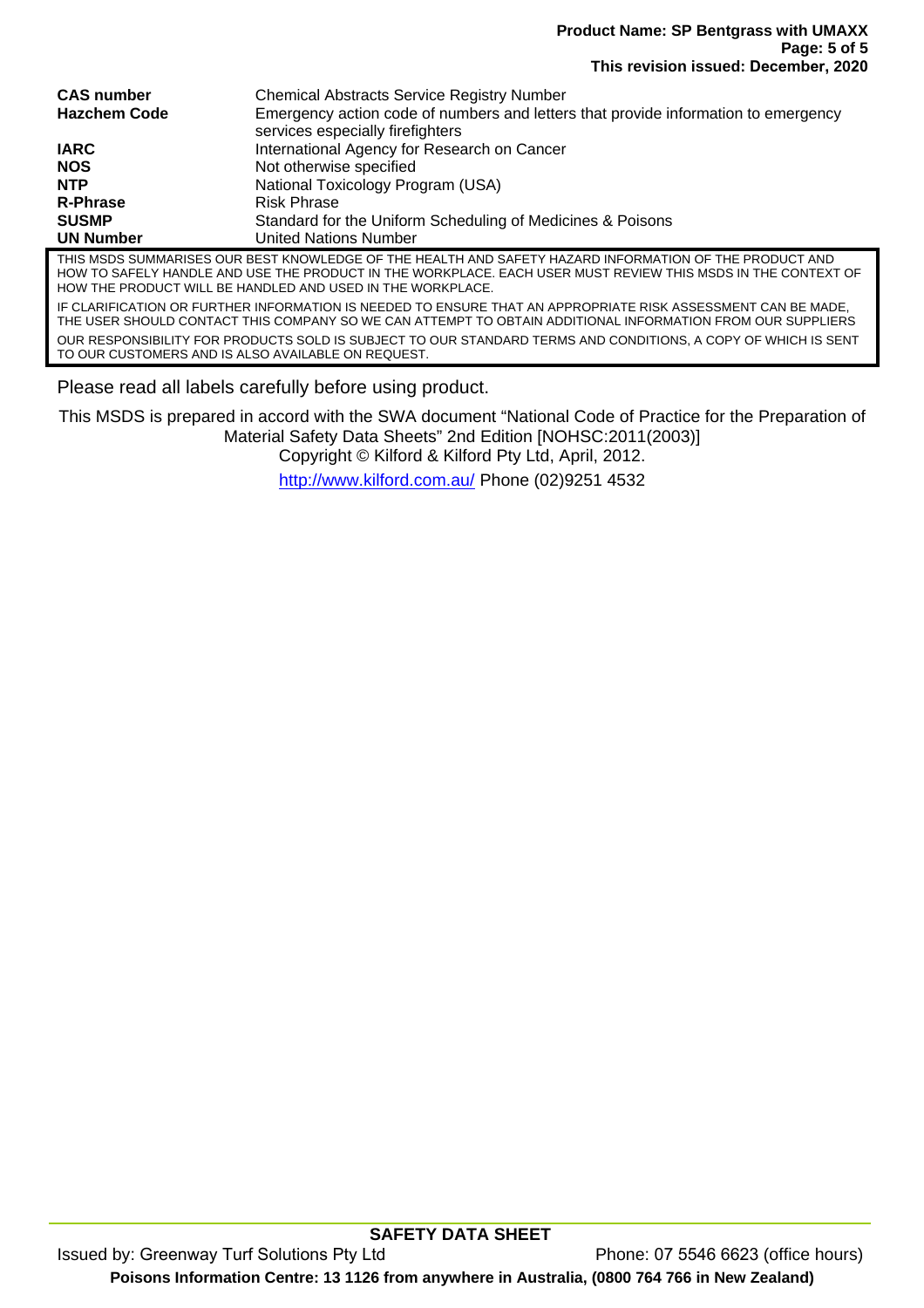| | |
|---|---|
| **CAS number** | Chemical Abstracts Service Registry Number |
| **Hazchem Code** | Emergency action code of numbers and letters that provide information to emergency services especially firefighters |
| **IARC** | International Agency for Research on Cancer |
| **NOS** | Not otherwise specified |
| **NTP** | National Toxicology Program (USA) |
| **R-Phrase** | Risk Phrase |
| **SUSMP** | Standard for the Uniform Scheduling of Medicines & Poisons |
| **UN Number** | United Nations Number |

THIS MSDS SUMMARISES OUR BEST KNOWLEDGE OF THE HEALTH AND SAFETY HAZARD INFORMATION OF THE PRODUCT AND HOW TO SAFELY HANDLE AND USE THE PRODUCT IN THE WORKPLACE. EACH USER MUST REVIEW THIS MSDS IN THE CONTEXT OF HOW THE PRODUCT WILL BE HANDLED AND USED IN THE WORKPLACE.

IF CLARIFICATION OR FURTHER INFORMATION IS NEEDED TO ENSURE THAT AN APPROPRIATE RISK ASSESSMENT CAN BE MADE, THE USER SHOULD CONTACT THIS COMPANY SO WE CAN ATTEMPT TO OBTAIN ADDITIONAL INFORMATION FROM OUR SUPPLIERS

OUR RESPONSIBILITY FOR PRODUCTS SOLD IS SUBJECT TO OUR STANDARD TERMS AND CONDITIONS, A COPY OF WHICH IS SENT TO OUR CUSTOMERS AND IS ALSO AVAILABLE ON REQUEST.

Please read all labels carefully before using product.

This MSDS is prepared in accord with the SWA document "National Code of Practice for the Preparation of Material Safety Data Sheets" 2nd Edition [NOHSC:2011(2003)]

Copyright © Kilford & Kilford Pty Ltd, April, 2012.

http://www.kilford.com.au/ Phone (02)9251 4532